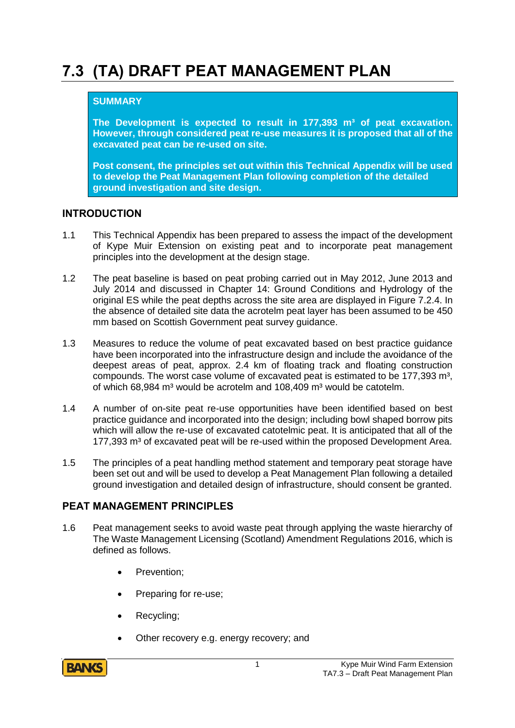# 7.3 (TA) DRAFT PEAT MANAGEMENT PLAN

> **SUMMARY**
>
> **The Development is expected to result in 177,393 m³ of peat excavation. However, through considered peat re-use measures it is proposed that all of the excavated peat can be re-used on site.**
>
> **Post consent, the principles set out within this Technical Appendix will be used to develop the Peat Management Plan following completion of the detailed ground investigation and site design.**

## INTRODUCTION

1.1 This Technical Appendix has been prepared to assess the impact of the development of Kype Muir Extension on existing peat and to incorporate peat management principles into the development at the design stage.

1.2 The peat baseline is based on peat probing carried out in May 2012, June 2013 and July 2014 and discussed in Chapter 14: Ground Conditions and Hydrology of the original ES while the peat depths across the site area are displayed in Figure 7.2.4. In the absence of detailed site data the acrotelm peat layer has been assumed to be 450 mm based on Scottish Government peat survey guidance.

1.3 Measures to reduce the volume of peat excavated based on best practice guidance have been incorporated into the infrastructure design and include the avoidance of the deepest areas of peat, approx. 2.4 km of floating track and floating construction compounds. The worst case volume of excavated peat is estimated to be 177,393 m³, of which 68,984 m³ would be acrotelm and 108,409 m³ would be catotelm.

1.4 A number of on-site peat re-use opportunities have been identified based on best practice guidance and incorporated into the design; including bowl shaped borrow pits which will allow the re-use of excavated catotelmic peat. It is anticipated that all of the 177,393 m³ of excavated peat will be re-used within the proposed Development Area.

1.5 The principles of a peat handling method statement and temporary peat storage have been set out and will be used to develop a Peat Management Plan following a detailed ground investigation and detailed design of infrastructure, should consent be granted.

## PEAT MANAGEMENT PRINCIPLES

1.6 Peat management seeks to avoid waste peat through applying the waste hierarchy of The Waste Management Licensing (Scotland) Amendment Regulations 2016, which is defined as follows.

- Prevention;
- Preparing for re-use;
- Recycling;
- Other recovery e.g. energy recovery; and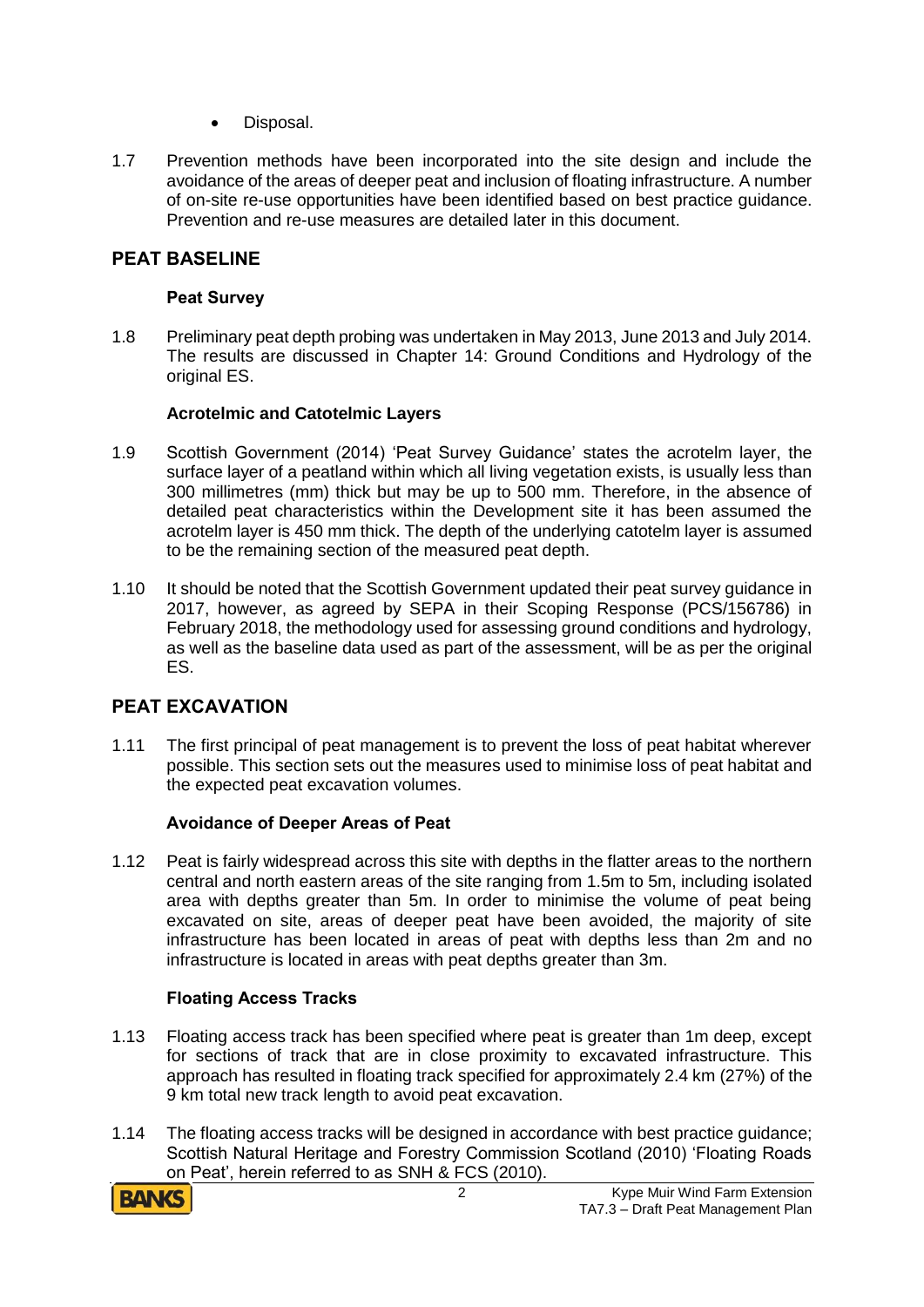- Disposal.

1.7 Prevention methods have been incorporated into the site design and include the avoidance of the areas of deeper peat and inclusion of floating infrastructure. A number of on-site re-use opportunities have been identified based on best practice guidance. Prevention and re-use measures are detailed later in this document.

## PEAT BASELINE

### Peat Survey

1.8 Preliminary peat depth probing was undertaken in May 2013, June 2013 and July 2014. The results are discussed in Chapter 14: Ground Conditions and Hydrology of the original ES.

### Acrotelmic and Catotelmic Layers

1.9 Scottish Government (2014) 'Peat Survey Guidance' states the acrotelm layer, the surface layer of a peatland within which all living vegetation exists, is usually less than 300 millimetres (mm) thick but may be up to 500 mm. Therefore, in the absence of detailed peat characteristics within the Development site it has been assumed the acrotelm layer is 450 mm thick. The depth of the underlying catotelm layer is assumed to be the remaining section of the measured peat depth.

1.10 It should be noted that the Scottish Government updated their peat survey guidance in 2017, however, as agreed by SEPA in their Scoping Response (PCS/156786) in February 2018, the methodology used for assessing ground conditions and hydrology, as well as the baseline data used as part of the assessment, will be as per the original ES.

## PEAT EXCAVATION

1.11 The first principal of peat management is to prevent the loss of peat habitat wherever possible. This section sets out the measures used to minimise loss of peat habitat and the expected peat excavation volumes.

### Avoidance of Deeper Areas of Peat

1.12 Peat is fairly widespread across this site with depths in the flatter areas to the northern central and north eastern areas of the site ranging from 1.5m to 5m, including isolated area with depths greater than 5m. In order to minimise the volume of peat being excavated on site, areas of deeper peat have been avoided, the majority of site infrastructure has been located in areas of peat with depths less than 2m and no infrastructure is located in areas with peat depths greater than 3m.

### Floating Access Tracks

1.13 Floating access track has been specified where peat is greater than 1m deep, except for sections of track that are in close proximity to excavated infrastructure. This approach has resulted in floating track specified for approximately 2.4 km (27%) of the 9 km total new track length to avoid peat excavation.

1.14 The floating access tracks will be designed in accordance with best practice guidance; Scottish Natural Heritage and Forestry Commission Scotland (2010) 'Floating Roads on Peat', herein referred to as SNH & FCS (2010).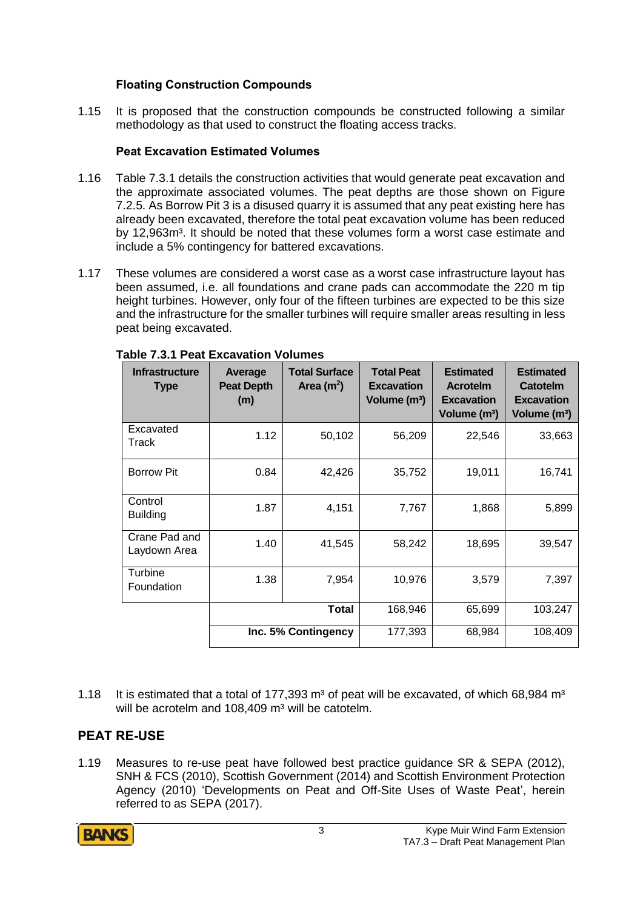### Floating Construction Compounds

1.15 It is proposed that the construction compounds be constructed following a similar methodology as that used to construct the floating access tracks.

### Peat Excavation Estimated Volumes

1.16 Table 7.3.1 details the construction activities that would generate peat excavation and the approximate associated volumes. The peat depths are those shown on Figure 7.2.5. As Borrow Pit 3 is a disused quarry it is assumed that any peat existing here has already been excavated, therefore the total peat excavation volume has been reduced by 12,963m³. It should be noted that these volumes form a worst case estimate and include a 5% contingency for battered excavations.

1.17 These volumes are considered a worst case as a worst case infrastructure layout has been assumed, i.e. all foundations and crane pads can accommodate the 220 m tip height turbines. However, only four of the fifteen turbines are expected to be this size and the infrastructure for the smaller turbines will require smaller areas resulting in less peat being excavated.

**Table 7.3.1 Peat Excavation Volumes**

| Infrastructure Type | Average Peat Depth (m) | Total Surface Area (m²) | Total Peat Excavation Volume (m³) | Estimated Acrotelm Excavation Volume (m³) | Estimated Catotelm Excavation Volume (m³) |
|---|---|---|---|---|---|
| Excavated Track | 1.12 | 50,102 | 56,209 | 22,546 | 33,663 |
| Borrow Pit | 0.84 | 42,426 | 35,752 | 19,011 | 16,741 |
| Control Building | 1.87 | 4,151 | 7,767 | 1,868 | 5,899 |
| Crane Pad and Laydown Area | 1.40 | 41,545 | 58,242 | 18,695 | 39,547 |
| Turbine Foundation | 1.38 | 7,954 | 10,976 | 3,579 | 7,397 |
| | | **Total** | 168,946 | 65,699 | 103,247 |
| | **Inc. 5% Contingency** | | 177,393 | 68,984 | 108,409 |

1.18 It is estimated that a total of 177,393 m³ of peat will be excavated, of which 68,984 m³ will be acrotelm and 108,409 m³ will be catotelm.

## PEAT RE-USE

1.19 Measures to re-use peat have followed best practice guidance SR & SEPA (2012), SNH & FCS (2010), Scottish Government (2014) and Scottish Environment Protection Agency (2010) 'Developments on Peat and Off-Site Uses of Waste Peat', herein referred to as SEPA (2017).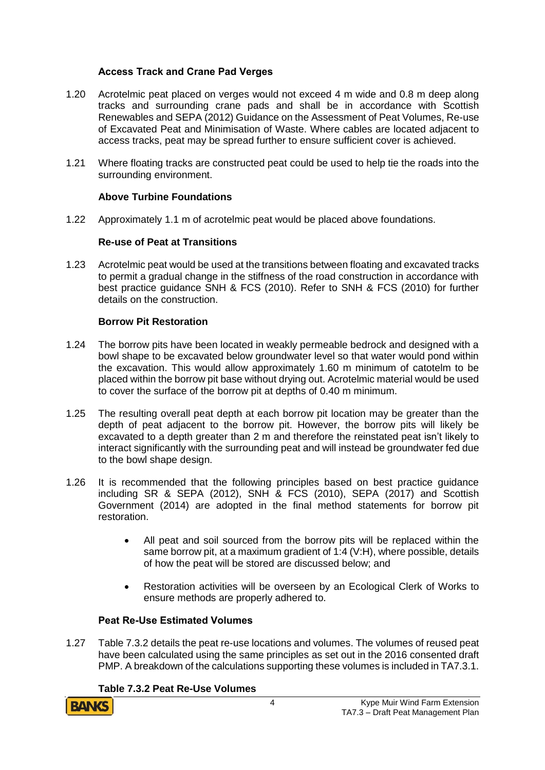### Access Track and Crane Pad Verges

1.20 Acrotelmic peat placed on verges would not exceed 4 m wide and 0.8 m deep along tracks and surrounding crane pads and shall be in accordance with Scottish Renewables and SEPA (2012) Guidance on the Assessment of Peat Volumes, Re-use of Excavated Peat and Minimisation of Waste. Where cables are located adjacent to access tracks, peat may be spread further to ensure sufficient cover is achieved.

1.21 Where floating tracks are constructed peat could be used to help tie the roads into the surrounding environment.

### Above Turbine Foundations

1.22 Approximately 1.1 m of acrotelmic peat would be placed above foundations.

### Re-use of Peat at Transitions

1.23 Acrotelmic peat would be used at the transitions between floating and excavated tracks to permit a gradual change in the stiffness of the road construction in accordance with best practice guidance SNH & FCS (2010). Refer to SNH & FCS (2010) for further details on the construction.

### Borrow Pit Restoration

1.24 The borrow pits have been located in weakly permeable bedrock and designed with a bowl shape to be excavated below groundwater level so that water would pond within the excavation. This would allow approximately 1.60 m minimum of catotelm to be placed within the borrow pit base without drying out. Acrotelmic material would be used to cover the surface of the borrow pit at depths of 0.40 m minimum.

1.25 The resulting overall peat depth at each borrow pit location may be greater than the depth of peat adjacent to the borrow pit. However, the borrow pits will likely be excavated to a depth greater than 2 m and therefore the reinstated peat isn't likely to interact significantly with the surrounding peat and will instead be groundwater fed due to the bowl shape design.

1.26 It is recommended that the following principles based on best practice guidance including SR & SEPA (2012), SNH & FCS (2010), SEPA (2017) and Scottish Government (2014) are adopted in the final method statements for borrow pit restoration.

- All peat and soil sourced from the borrow pits will be replaced within the same borrow pit, at a maximum gradient of 1:4 (V:H), where possible, details of how the peat will be stored are discussed below; and
- Restoration activities will be overseen by an Ecological Clerk of Works to ensure methods are properly adhered to.

### Peat Re-Use Estimated Volumes

1.27 Table 7.3.2 details the peat re-use locations and volumes. The volumes of reused peat have been calculated using the same principles as set out in the 2016 consented draft PMP. A breakdown of the calculations supporting these volumes is included in TA7.3.1.

**Table 7.3.2 Peat Re-Use Volumes**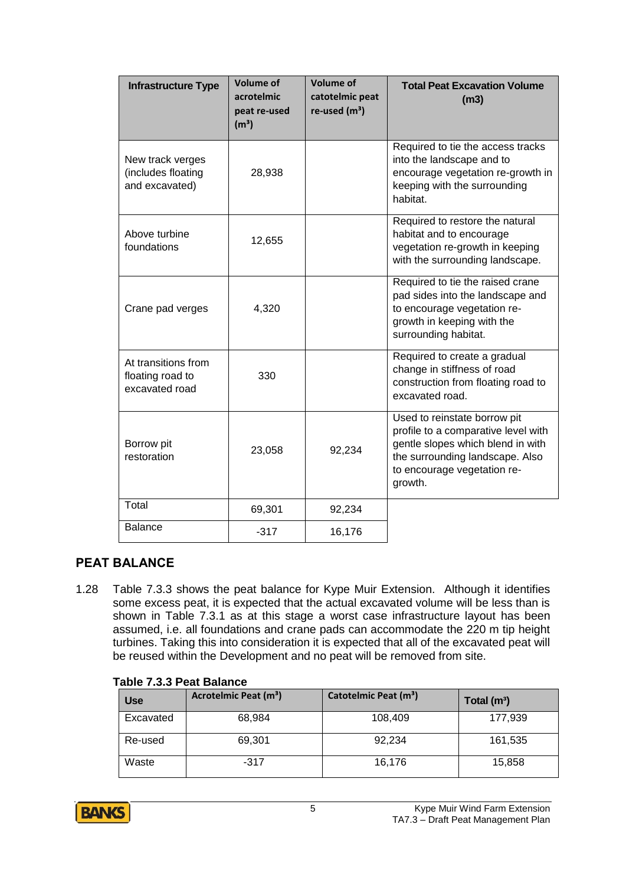| Infrastructure Type | Volume of acrotelmic peat re-used (m³) | Volume of catotelmic peat re-used (m³) | Total Peat Excavation Volume (m3) |
|---|---|---|---|
| New track verges (includes floating and excavated) | 28,938 | | Required to tie the access tracks into the landscape and to encourage vegetation re-growth in keeping with the surrounding habitat. |
| Above turbine foundations | 12,655 | | Required to restore the natural habitat and to encourage vegetation re-growth in keeping with the surrounding landscape. |
| Crane pad verges | 4,320 | | Required to tie the raised crane pad sides into the landscape and to encourage vegetation re-growth in keeping with the surrounding habitat. |
| At transitions from floating road to excavated road | 330 | | Required to create a gradual change in stiffness of road construction from floating road to excavated road. |
| Borrow pit restoration | 23,058 | 92,234 | Used to reinstate borrow pit profile to a comparative level with gentle slopes which blend in with the surrounding landscape. Also to encourage vegetation re-growth. |
| Total | 69,301 | 92,234 | |
| Balance | -317 | 16,176 | |

## PEAT BALANCE

1.28 Table 7.3.3 shows the peat balance for Kype Muir Extension. Although it identifies some excess peat, it is expected that the actual excavated volume will be less than is shown in Table 7.3.1 as at this stage a worst case infrastructure layout has been assumed, i.e. all foundations and crane pads can accommodate the 220 m tip height turbines. Taking this into consideration it is expected that all of the excavated peat will be reused within the Development and no peat will be removed from site.

**Table 7.3.3 Peat Balance**

| Use | Acrotelmic Peat (m³) | Catotelmic Peat (m³) | Total (m³) |
|---|---|---|---|
| Excavated | 68,984 | 108,409 | 177,939 |
| Re-used | 69,301 | 92,234 | 161,535 |
| Waste | -317 | 16,176 | 15,858 |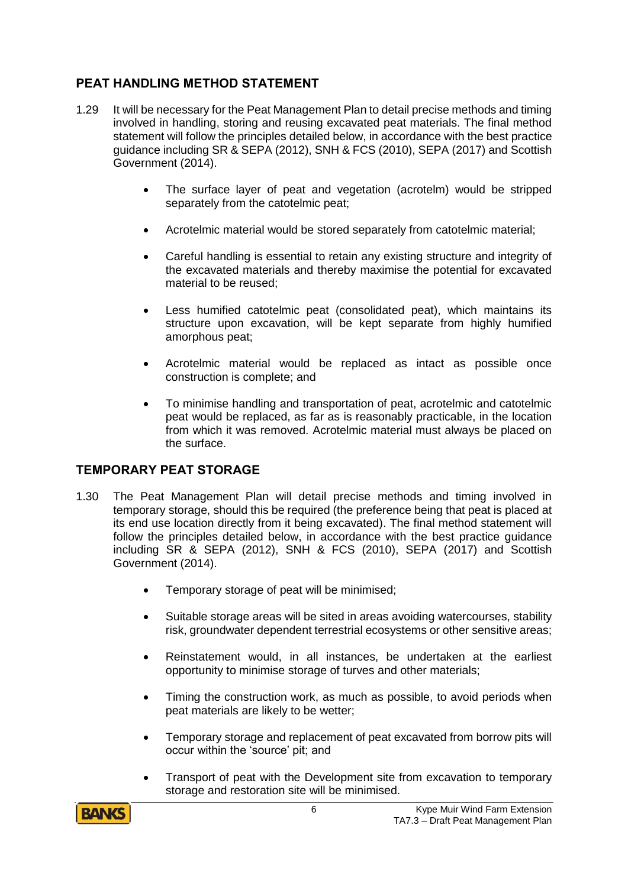## PEAT HANDLING METHOD STATEMENT

1.29 It will be necessary for the Peat Management Plan to detail precise methods and timing involved in handling, storing and reusing excavated peat materials. The final method statement will follow the principles detailed below, in accordance with the best practice guidance including SR & SEPA (2012), SNH & FCS (2010), SEPA (2017) and Scottish Government (2014).

- The surface layer of peat and vegetation (acrotelm) would be stripped separately from the catotelmic peat;
- Acrotelmic material would be stored separately from catotelmic material;
- Careful handling is essential to retain any existing structure and integrity of the excavated materials and thereby maximise the potential for excavated material to be reused;
- Less humified catotelmic peat (consolidated peat), which maintains its structure upon excavation, will be kept separate from highly humified amorphous peat;
- Acrotelmic material would be replaced as intact as possible once construction is complete; and
- To minimise handling and transportation of peat, acrotelmic and catotelmic peat would be replaced, as far as is reasonably practicable, in the location from which it was removed. Acrotelmic material must always be placed on the surface.

## TEMPORARY PEAT STORAGE

1.30 The Peat Management Plan will detail precise methods and timing involved in temporary storage, should this be required (the preference being that peat is placed at its end use location directly from it being excavated). The final method statement will follow the principles detailed below, in accordance with the best practice guidance including SR & SEPA (2012), SNH & FCS (2010), SEPA (2017) and Scottish Government (2014).

- Temporary storage of peat will be minimised;
- Suitable storage areas will be sited in areas avoiding watercourses, stability risk, groundwater dependent terrestrial ecosystems or other sensitive areas;
- Reinstatement would, in all instances, be undertaken at the earliest opportunity to minimise storage of turves and other materials;
- Timing the construction work, as much as possible, to avoid periods when peat materials are likely to be wetter;
- Temporary storage and replacement of peat excavated from borrow pits will occur within the 'source' pit; and
- Transport of peat with the Development site from excavation to temporary storage and restoration site will be minimised.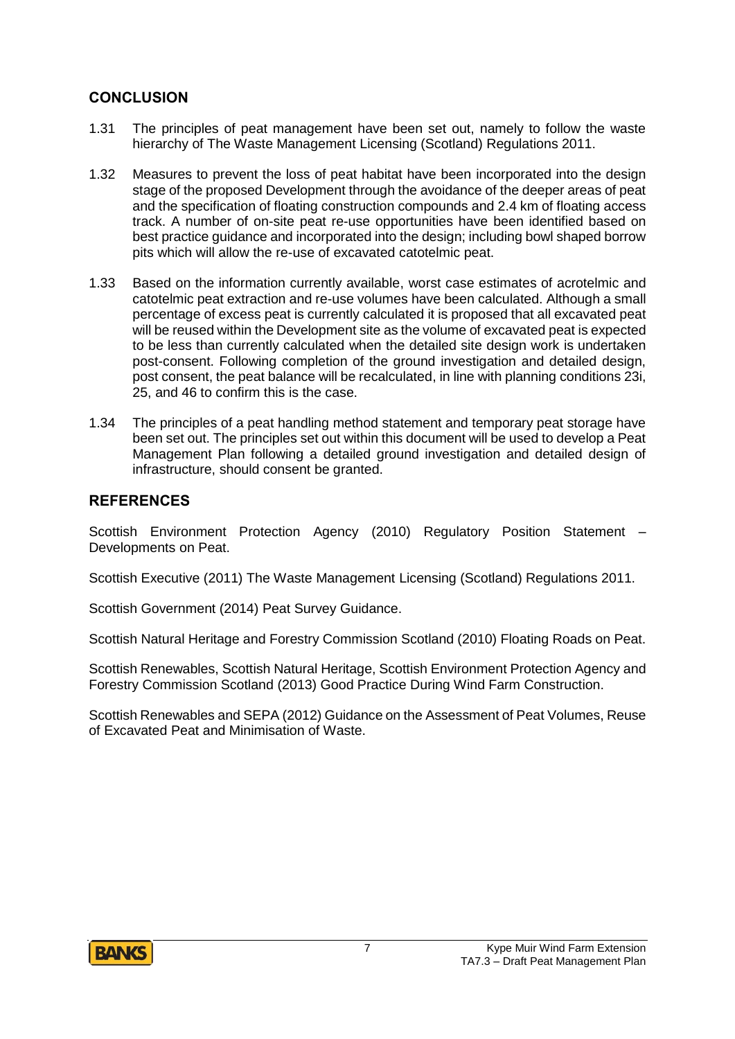## CONCLUSION

1.31 The principles of peat management have been set out, namely to follow the waste hierarchy of The Waste Management Licensing (Scotland) Regulations 2011.

1.32 Measures to prevent the loss of peat habitat have been incorporated into the design stage of the proposed Development through the avoidance of the deeper areas of peat and the specification of floating construction compounds and 2.4 km of floating access track. A number of on-site peat re-use opportunities have been identified based on best practice guidance and incorporated into the design; including bowl shaped borrow pits which will allow the re-use of excavated catotelmic peat.

1.33 Based on the information currently available, worst case estimates of acrotelmic and catotelmic peat extraction and re-use volumes have been calculated. Although a small percentage of excess peat is currently calculated it is proposed that all excavated peat will be reused within the Development site as the volume of excavated peat is expected to be less than currently calculated when the detailed site design work is undertaken post-consent. Following completion of the ground investigation and detailed design, post consent, the peat balance will be recalculated, in line with planning conditions 23i, 25, and 46 to confirm this is the case.

1.34 The principles of a peat handling method statement and temporary peat storage have been set out. The principles set out within this document will be used to develop a Peat Management Plan following a detailed ground investigation and detailed design of infrastructure, should consent be granted.

## REFERENCES

Scottish Environment Protection Agency (2010) Regulatory Position Statement – Developments on Peat.

Scottish Executive (2011) The Waste Management Licensing (Scotland) Regulations 2011.

Scottish Government (2014) Peat Survey Guidance.

Scottish Natural Heritage and Forestry Commission Scotland (2010) Floating Roads on Peat.

Scottish Renewables, Scottish Natural Heritage, Scottish Environment Protection Agency and Forestry Commission Scotland (2013) Good Practice During Wind Farm Construction.

Scottish Renewables and SEPA (2012) Guidance on the Assessment of Peat Volumes, Reuse of Excavated Peat and Minimisation of Waste.